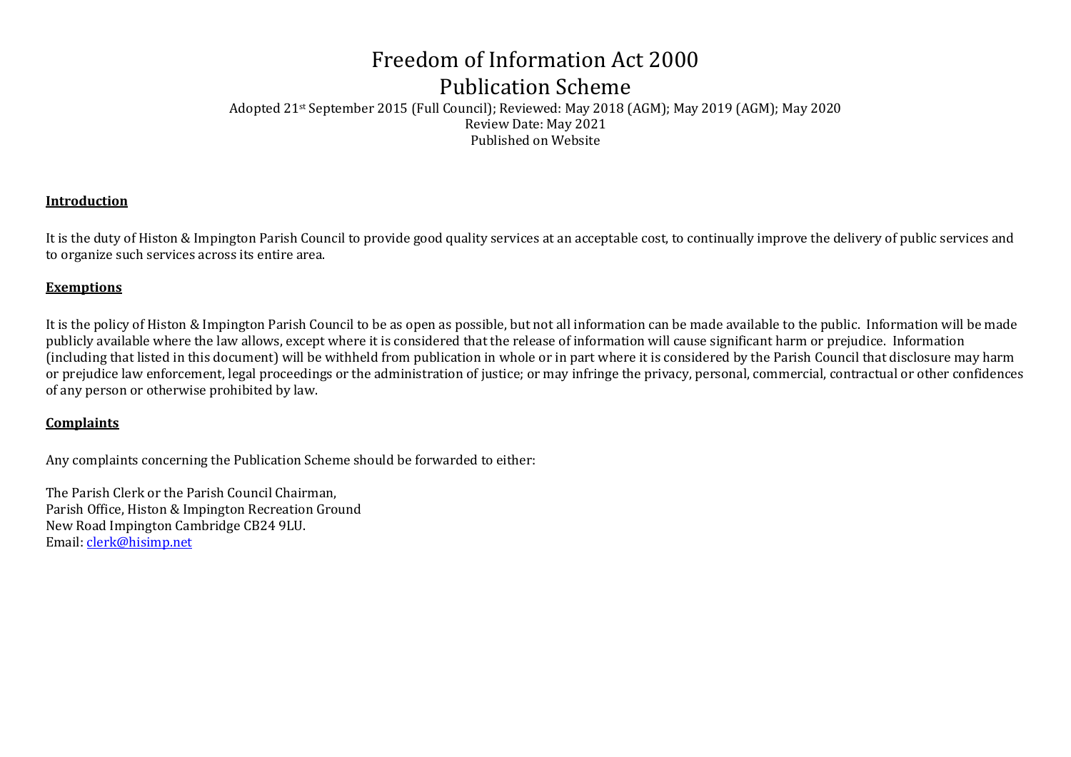# Freedom of Information Act 2000

## Publication Scheme

Adopted 21st September 2015 (Full Council); Reviewed: May 2018 (AGM); May 2019 (AGM); May 2020

Review Date: May 2021

Published on Website

**Introduction**

It is the duty of Histon & Impington Parish Council to provide good quality services at an acceptable cost, to continually improve the delivery of public services and to organize such services across its entire area.

**Exemptions**

It is the policy of Histon & Impington Parish Council to be as open as possible, but not all information can be made available to the public. Information will be made publicly available where the law allows, except where it is considered that the release of information will cause significant harm or prejudice. Information (including that listed in this document) will be withheld from publication in whole or in part where it is considered by the Parish Council that disclosure may harm or prejudice law enforcement, legal proceedings or the administration of justice; or may infringe the privacy, personal, commercial, contractual or other confidences of any person or otherwise prohibited by law.

**Complaints**

Any complaints concerning the Publication Scheme should be forwarded to either:

The Parish Clerk or the Parish Council Chairman,
Parish Office, Histon & Impington Recreation Ground
New Road Impington Cambridge CB24 9LU.
Email: clerk@hisimp.net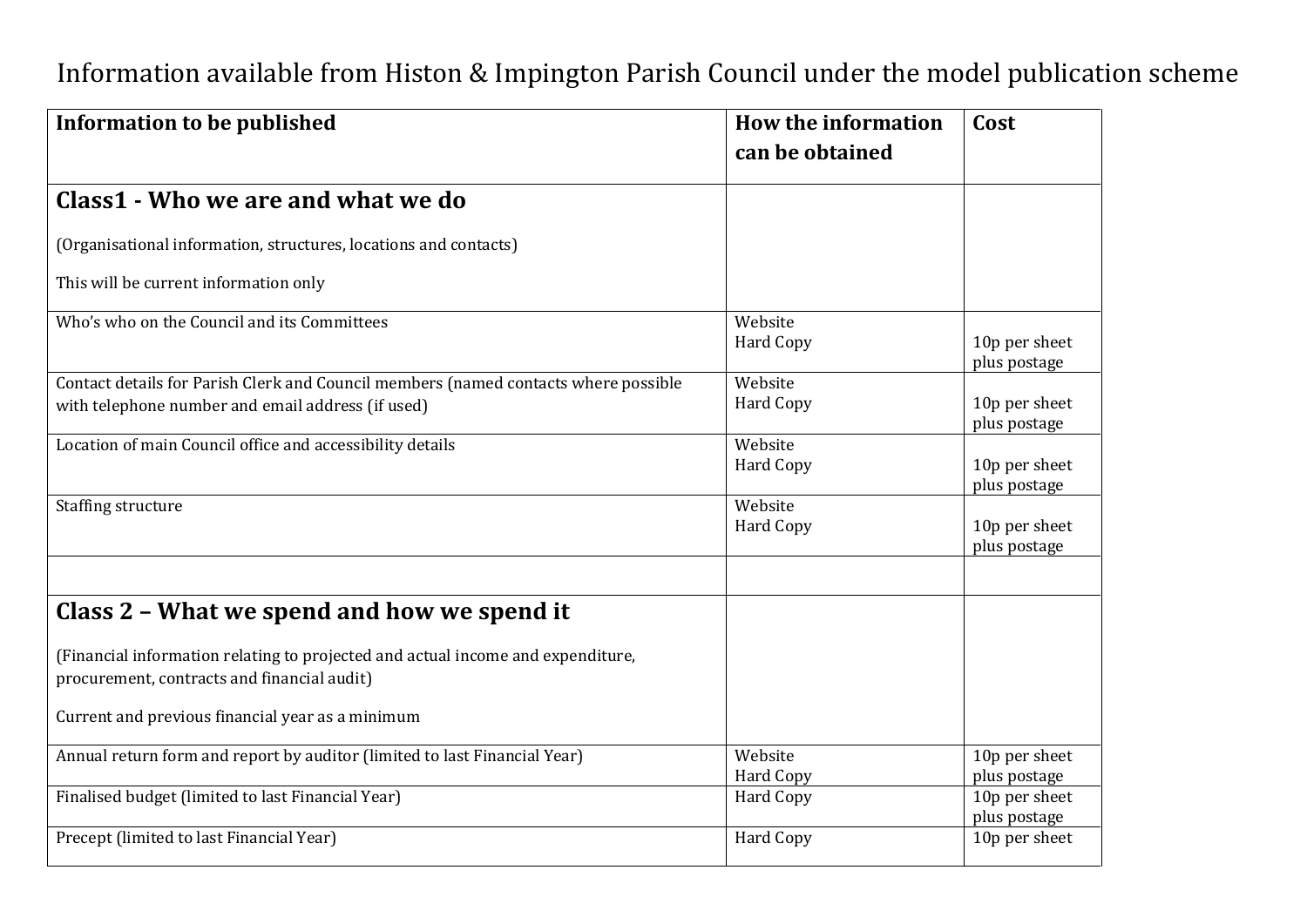# Information available from Histon & Impington Parish Council under the model publication scheme

| Information to be published | How the information can be obtained | Cost |
| --- | --- | --- |
| **Class1 - Who we are and what we do**<br><br>(Organisational information, structures, locations and contacts)<br><br>This will be current information only | | |
| Who's who on the Council and its Committees | Website<br>Hard Copy | <br>10p per sheet plus postage |
| Contact details for Parish Clerk and Council members (named contacts where possible with telephone number and email address (if used) | Website<br>Hard Copy | <br>10p per sheet plus postage |
| Location of main Council office and accessibility details | Website<br>Hard Copy | <br>10p per sheet plus postage |
| Staffing structure | Website<br>Hard Copy | <br>10p per sheet plus postage |
| | | |
| **Class 2 – What we spend and how we spend it**<br><br>(Financial information relating to projected and actual income and expenditure, procurement, contracts and financial audit)<br><br>Current and previous financial year as a minimum | | |
| Annual return form and report by auditor (limited to last Financial Year) | Website<br>Hard Copy | 10p per sheet plus postage |
| Finalised budget (limited to last Financial Year) | Hard Copy | 10p per sheet plus postage |
| Precept (limited to last Financial Year) | Hard Copy | 10p per sheet |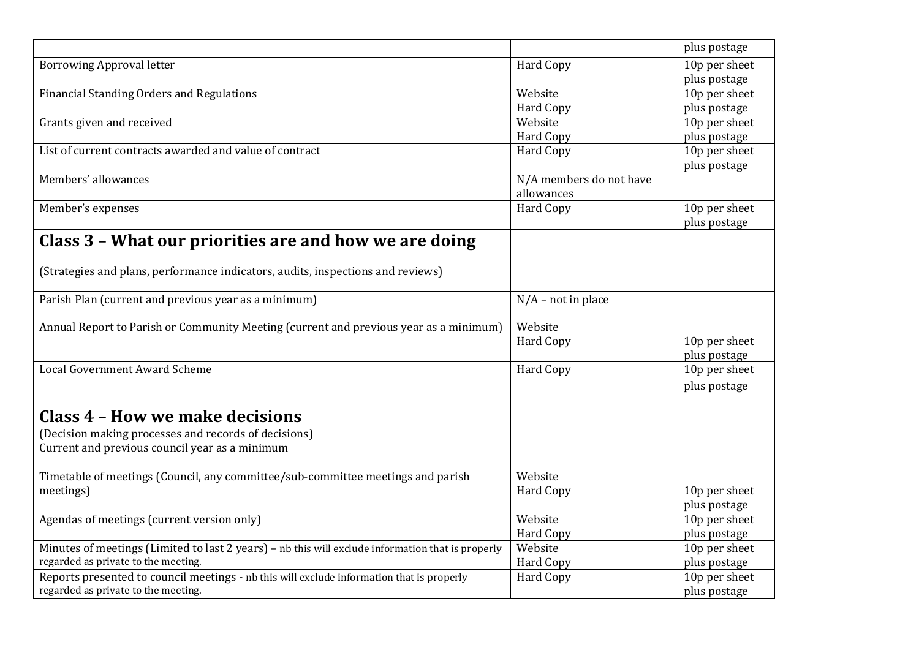| | | |
|---|---|---|
| | | plus postage |
| Borrowing Approval letter | Hard Copy | 10p per sheet plus postage |
| Financial Standing Orders and Regulations | Website<br>Hard Copy | 10p per sheet plus postage |
| Grants given and received | Website<br>Hard Copy | 10p per sheet plus postage |
| List of current contracts awarded and value of contract | Hard Copy | 10p per sheet plus postage |
| Members' allowances | N/A members do not have allowances | |
| Member's expenses | Hard Copy | 10p per sheet plus postage |
| **Class 3 – What our priorities are and how we are doing**<br><br>(Strategies and plans, performance indicators, audits, inspections and reviews) | | |
| Parish Plan (current and previous year as a minimum) | N/A – not in place | |
| Annual Report to Parish or Community Meeting (current and previous year as a minimum) | Website<br>Hard Copy | 10p per sheet plus postage |
| Local Government Award Scheme | Hard Copy | 10p per sheet plus postage |
| **Class 4 – How we make decisions**<br>(Decision making processes and records of decisions)<br>Current and previous council year as a minimum | | |
| Timetable of meetings (Council, any committee/sub-committee meetings and parish meetings) | Website<br>Hard Copy | 10p per sheet plus postage |
| Agendas of meetings (current version only) | Website<br>Hard Copy | 10p per sheet plus postage |
| Minutes of meetings (Limited to last 2 years) – nb this will exclude information that is properly regarded as private to the meeting. | Website<br>Hard Copy | 10p per sheet plus postage |
| Reports presented to council meetings - nb this will exclude information that is properly regarded as private to the meeting. | Hard Copy | 10p per sheet plus postage |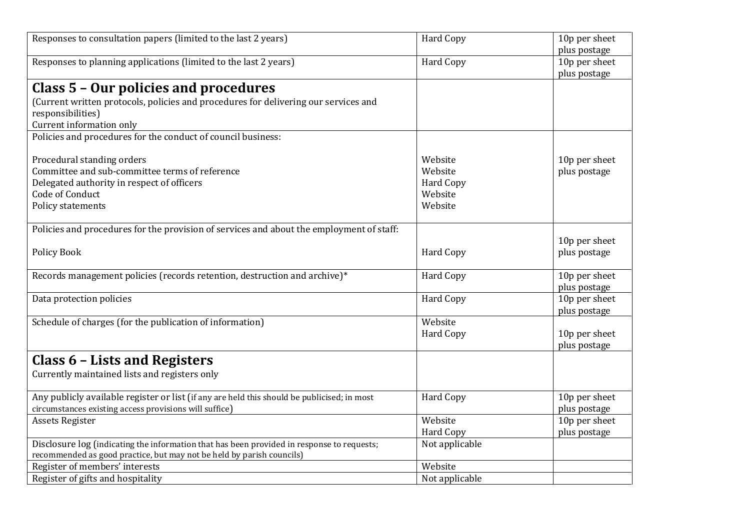| | | |
|---|---|---|
| Responses to consultation papers (limited to the last 2 years) | Hard Copy | 10p per sheet plus postage |
| Responses to planning applications (limited to the last 2 years) | Hard Copy | 10p per sheet plus postage |
| **Class 5 – Our policies and procedures**<br>(Current written protocols, policies and procedures for delivering our services and responsibilities)<br>Current information only | | |
| Policies and procedures for the conduct of council business:<br><br>Procedural standing orders<br>Committee and sub-committee terms of reference<br>Delegated authority in respect of officers<br>Code of Conduct<br>Policy statements | <br><br>Website<br>Website<br>Hard Copy<br>Website<br>Website | <br><br>10p per sheet plus postage |
| Policies and procedures for the provision of services and about the employment of staff:<br><br>Policy Book | <br><br>Hard Copy | <br>10p per sheet plus postage |
| Records management policies (records retention, destruction and archive)* | Hard Copy | 10p per sheet plus postage |
| Data protection policies | Hard Copy | 10p per sheet plus postage |
| Schedule of charges (for the publication of information) | Website<br>Hard Copy | <br>10p per sheet plus postage |
| **Class 6 – Lists and Registers**<br>Currently maintained lists and registers only | | |
| Any publicly available register or list (if any are held this should be publicised; in most circumstances existing access provisions will suffice) | Hard Copy | 10p per sheet plus postage |
| Assets Register | Website<br>Hard Copy | 10p per sheet plus postage |
| Disclosure log (indicating the information that has been provided in response to requests; recommended as good practice, but may not be held by parish councils) | Not applicable | |
| Register of members' interests | Website | |
| Register of gifts and hospitality | Not applicable | |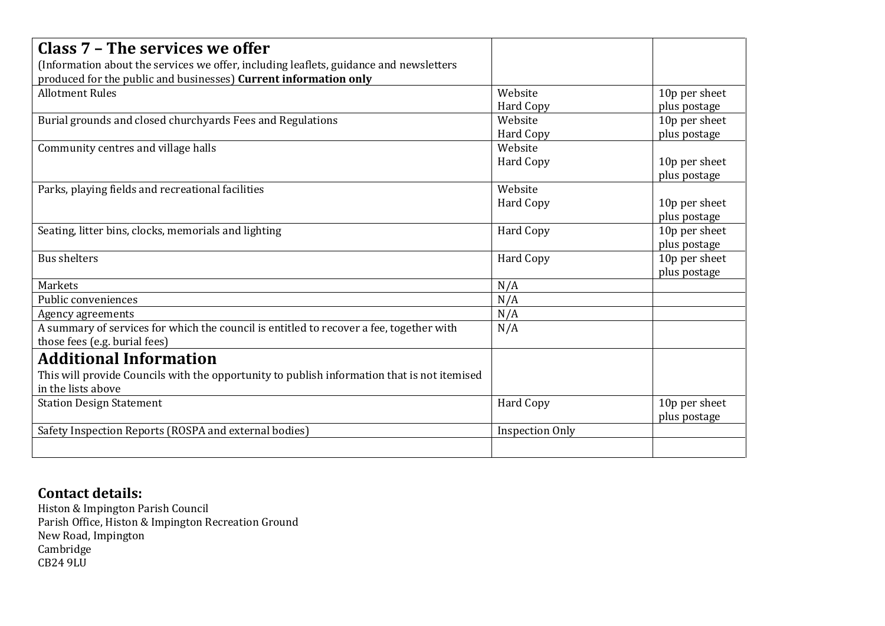| **Class 7 – The services we offer**<br>(Information about the services we offer, including leaflets, guidance and newsletters produced for the public and businesses) **Current information only** | | |
|---|---|---|
| Allotment Rules | Website<br>Hard Copy | 10p per sheet plus postage |
| Burial grounds and closed churchyards Fees and Regulations | Website<br>Hard Copy | 10p per sheet plus postage |
| Community centres and village halls | Website<br>Hard Copy | 10p per sheet plus postage |
| Parks, playing fields and recreational facilities | Website<br>Hard Copy | 10p per sheet plus postage |
| Seating, litter bins, clocks, memorials and lighting | Hard Copy | 10p per sheet plus postage |
| Bus shelters | Hard Copy | 10p per sheet plus postage |
| Markets | N/A | |
| Public conveniences | N/A | |
| Agency agreements | N/A | |
| A summary of services for which the council is entitled to recover a fee, together with those fees (e.g. burial fees) | N/A | |
| **Additional Information**<br>This will provide Councils with the opportunity to publish information that is not itemised in the lists above | | |
| Station Design Statement | Hard Copy | 10p per sheet plus postage |
| Safety Inspection Reports (ROSPA and external bodies) | Inspection Only | |
| | | |

## Contact details:

Histon & Impington Parish Council
Parish Office, Histon & Impington Recreation Ground
New Road, Impington
Cambridge
CB24 9LU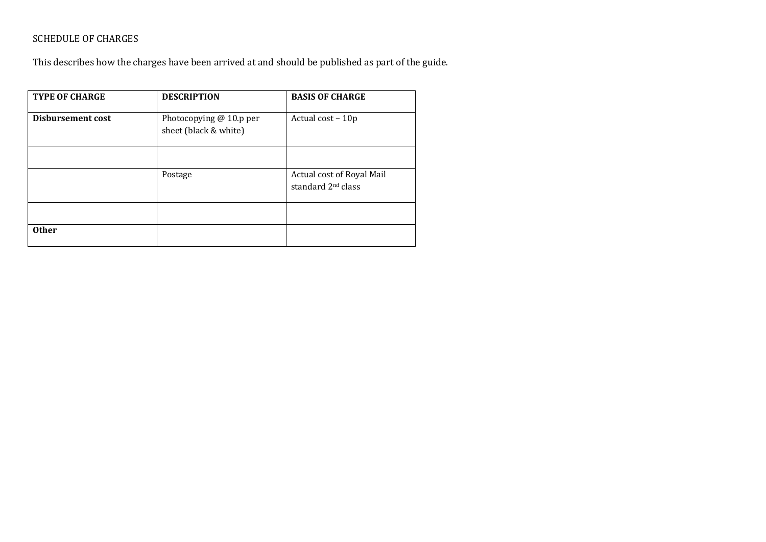SCHEDULE OF CHARGES

This describes how the charges have been arrived at and should be published as part of the guide.

| **TYPE OF CHARGE** | **DESCRIPTION** | **BASIS OF CHARGE** |
|---|---|---|
| **Disbursement cost** | Photocopying @ 10.p per sheet (black & white) | Actual cost – 10p |
| | | |
| | Postage | Actual cost of Royal Mail standard 2nd class |
| | | |
| **Other** | | |